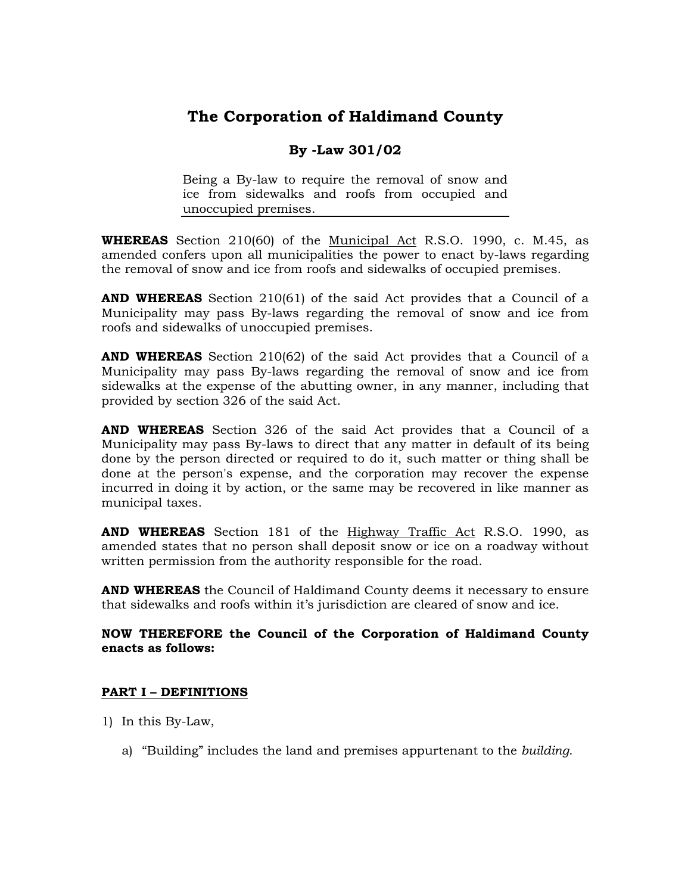# The Corporation of Haldimand County

## By -Law 301/02

Being a By-law to require the removal of snow and ice from sidewalks and roofs from occupied and unoccupied premises.

**WHEREAS** Section 210(60) of the Municipal Act R.S.O. 1990, c. M.45, as amended confers upon all municipalities the power to enact by-laws regarding the removal of snow and ice from roofs and sidewalks of occupied premises.

**AND WHEREAS** Section 210(61) of the said Act provides that a Council of a Municipality may pass By-laws regarding the removal of snow and ice from roofs and sidewalks of unoccupied premises.

**AND WHEREAS** Section 210(62) of the said Act provides that a Council of a Municipality may pass By-laws regarding the removal of snow and ice from sidewalks at the expense of the abutting owner, in any manner, including that provided by section 326 of the said Act.

**AND WHEREAS** Section 326 of the said Act provides that a Council of a Municipality may pass By-laws to direct that any matter in default of its being done by the person directed or required to do it, such matter or thing shall be done at the person's expense, and the corporation may recover the expense incurred in doing it by action, or the same may be recovered in like manner as municipal taxes.

**AND WHEREAS** Section 181 of the Highway Traffic Act R.S.O. 1990, as amended states that no person shall deposit snow or ice on a roadway without written permission from the authority responsible for the road.

**AND WHEREAS** the Council of Haldimand County deems it necessary to ensure that sidewalks and roofs within it's jurisdiction are cleared of snow and ice.

**NOW THEREFORE the Council of the Corporation of Haldimand County enacts as follows:**

**PART I – DEFINITIONS**

1) In this By-Law,

   a) "Building" includes the land and premises appurtenant to the *building*.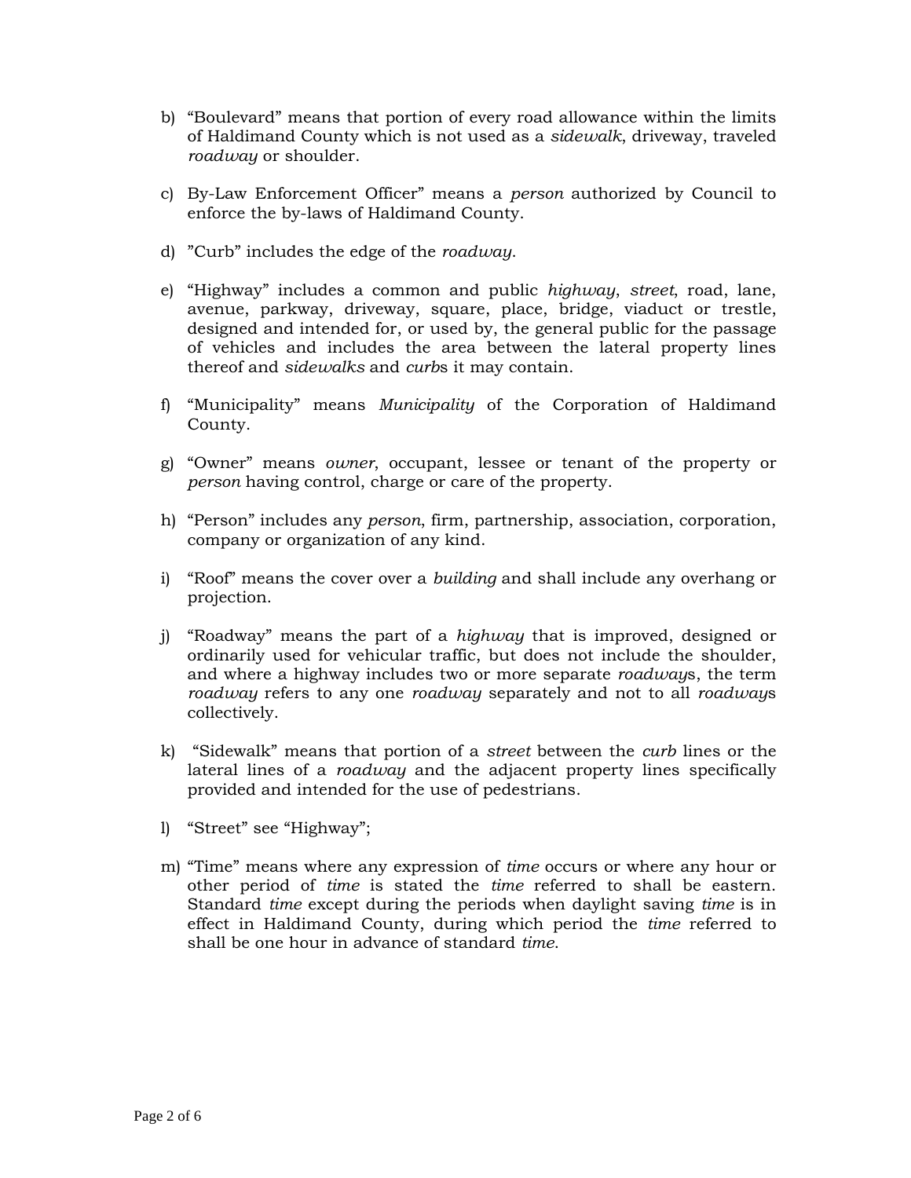b) “Boulevard” means that portion of every road allowance within the limits of Haldimand County which is not used as a *sidewalk*, driveway, traveled *roadway* or shoulder.

c) By-Law Enforcement Officer” means a *person* authorized by Council to enforce the by-laws of Haldimand County.

d) ”Curb” includes the edge of the *roadway*.

e) “Highway” includes a common and public *highway*, *street*, road, lane, avenue, parkway, driveway, square, place, bridge, viaduct or trestle, designed and intended for, or used by, the general public for the passage of vehicles and includes the area between the lateral property lines thereof and *sidewalks* and *curb*s it may contain.

f) “Municipality” means *Municipality* of the Corporation of Haldimand County.

g) “Owner” means *owner*, occupant, lessee or tenant of the property or *person* having control, charge or care of the property.

h) “Person” includes any *person*, firm, partnership, association, corporation, company or organization of any kind.

i) “Roof” means the cover over a *building* and shall include any overhang or projection.

j) “Roadway” means the part of a *highway* that is improved, designed or ordinarily used for vehicular traffic, but does not include the shoulder, and where a highway includes two or more separate *roadway*s, the term *roadway* refers to any one *roadway* separately and not to all *roadway*s collectively.

k) “Sidewalk” means that portion of a *street* between the *curb* lines or the lateral lines of a *roadway* and the adjacent property lines specifically provided and intended for the use of pedestrians.

l) “Street” see “Highway”;

m) “Time” means where any expression of *time* occurs or where any hour or other period of *time* is stated the *time* referred to shall be eastern. Standard *time* except during the periods when daylight saving *time* is in effect in Haldimand County, during which period the *time* referred to shall be one hour in advance of standard *time*.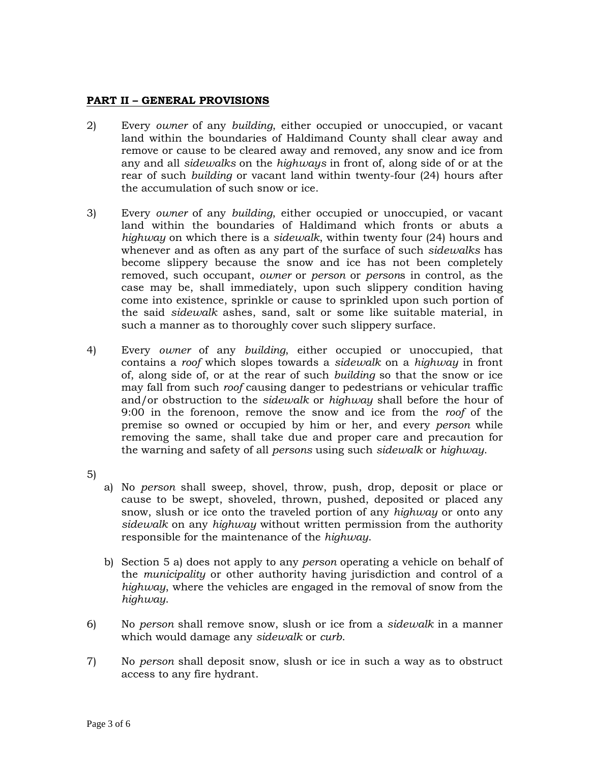## **PART II – GENERAL PROVISIONS**

2) Every *owner* of any *building*, either occupied or unoccupied, or vacant land within the boundaries of Haldimand County shall clear away and remove or cause to be cleared away and removed, any snow and ice from any and all *sidewalks* on the *highways* in front of, along side of or at the rear of such *building* or vacant land within twenty-four (24) hours after the accumulation of such snow or ice.

3) Every *owner* of any *building*, either occupied or unoccupied, or vacant land within the boundaries of Haldimand which fronts or abuts a *highway* on which there is a *sidewalk*, within twenty four (24) hours and whenever and as often as any part of the surface of such *sidewalks* has become slippery because the snow and ice has not been completely removed, such occupant, *owner* or *person* or *person*s in control, as the case may be, shall immediately, upon such slippery condition having come into existence, sprinkle or cause to sprinkled upon such portion of the said *sidewalk* ashes, sand, salt or some like suitable material, in such a manner as to thoroughly cover such slippery surface.

4) Every *owner* of any *building*, either occupied or unoccupied, that contains a *roof* which slopes towards a *sidewalk* on a *highway* in front of, along side of, or at the rear of such *building* so that the snow or ice may fall from such *roof* causing danger to pedestrians or vehicular traffic and/or obstruction to the *sidewalk* or *highway* shall before the hour of 9:00 in the forenoon, remove the snow and ice from the *roof* of the premise so owned or occupied by him or her, and every *person* while removing the same, shall take due and proper care and precaution for the warning and safety of all *persons* using such *sidewalk* or *highway*.

5)

a) No *person* shall sweep, shovel, throw, push, drop, deposit or place or cause to be swept, shoveled, thrown, pushed, deposited or placed any snow, slush or ice onto the traveled portion of any *highway* or onto any *sidewalk* on any *highway* without written permission from the authority responsible for the maintenance of the *highway*.

b) Section 5 a) does not apply to any *person* operating a vehicle on behalf of the *municipality* or other authority having jurisdiction and control of a *highway*, where the vehicles are engaged in the removal of snow from the *highway*.

6) No *person* shall remove snow, slush or ice from a *sidewalk* in a manner which would damage any *sidewalk* or *curb*.

7) No *person* shall deposit snow, slush or ice in such a way as to obstruct access to any fire hydrant.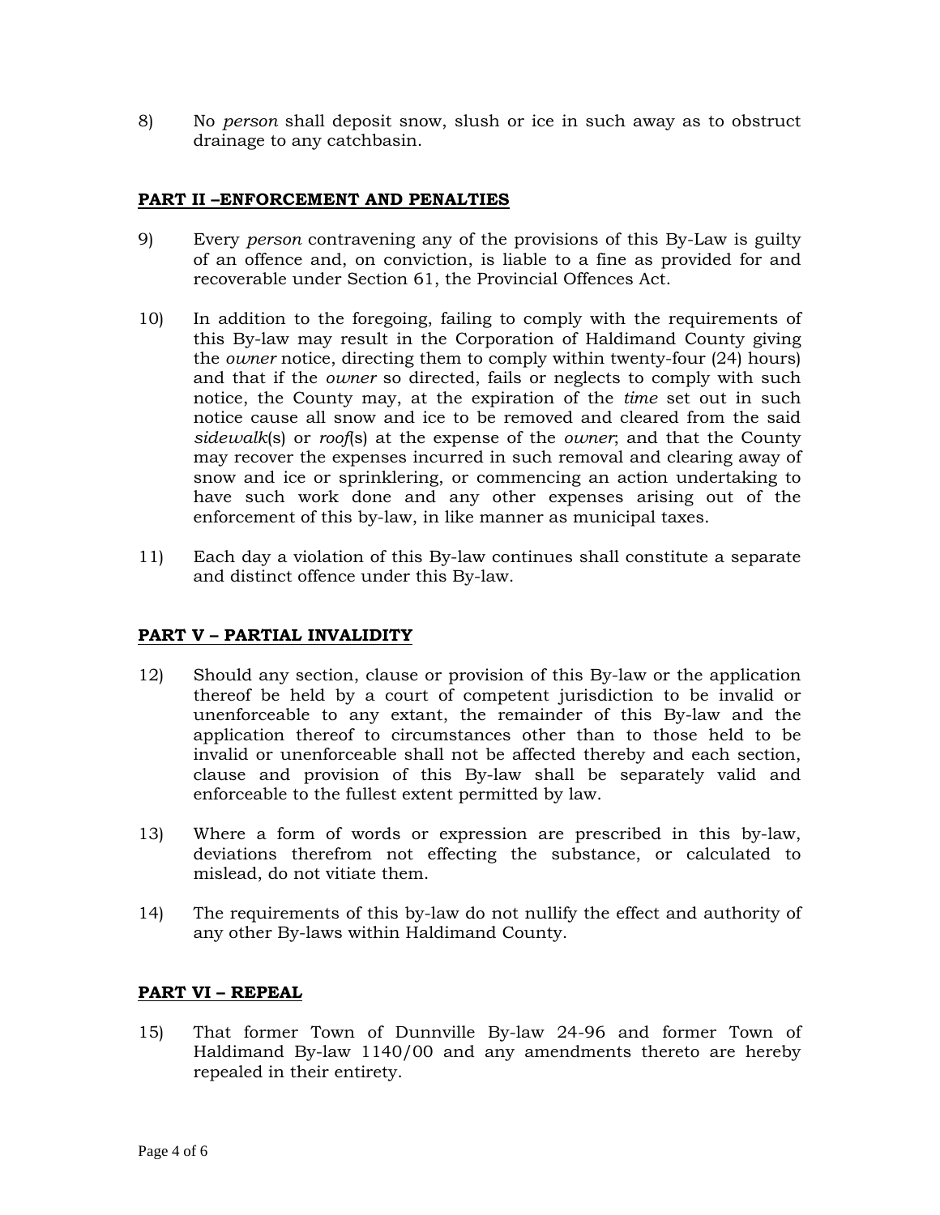8) No *person* shall deposit snow, slush or ice in such away as to obstruct drainage to any catchbasin.

## PART II –ENFORCEMENT AND PENALTIES

9) Every *person* contravening any of the provisions of this By-Law is guilty of an offence and, on conviction, is liable to a fine as provided for and recoverable under Section 61, the Provincial Offences Act.

10) In addition to the foregoing, failing to comply with the requirements of this By-law may result in the Corporation of Haldimand County giving the *owner* notice, directing them to comply within twenty-four (24) hours) and that if the *owner* so directed, fails or neglects to comply with such notice, the County may, at the expiration of the *time* set out in such notice cause all snow and ice to be removed and cleared from the said *sidewalk*(s) or *roof*(s) at the expense of the *owner*; and that the County may recover the expenses incurred in such removal and clearing away of snow and ice or sprinklering, or commencing an action undertaking to have such work done and any other expenses arising out of the enforcement of this by-law, in like manner as municipal taxes.

11) Each day a violation of this By-law continues shall constitute a separate and distinct offence under this By-law.

## PART V – PARTIAL INVALIDITY

12) Should any section, clause or provision of this By-law or the application thereof be held by a court of competent jurisdiction to be invalid or unenforceable to any extant, the remainder of this By-law and the application thereof to circumstances other than to those held to be invalid or unenforceable shall not be affected thereby and each section, clause and provision of this By-law shall be separately valid and enforceable to the fullest extent permitted by law.

13) Where a form of words or expression are prescribed in this by-law, deviations therefrom not effecting the substance, or calculated to mislead, do not vitiate them.

14) The requirements of this by-law do not nullify the effect and authority of any other By-laws within Haldimand County.

## PART VI – REPEAL

15) That former Town of Dunnville By-law 24-96 and former Town of Haldimand By-law 1140/00 and any amendments thereto are hereby repealed in their entirety.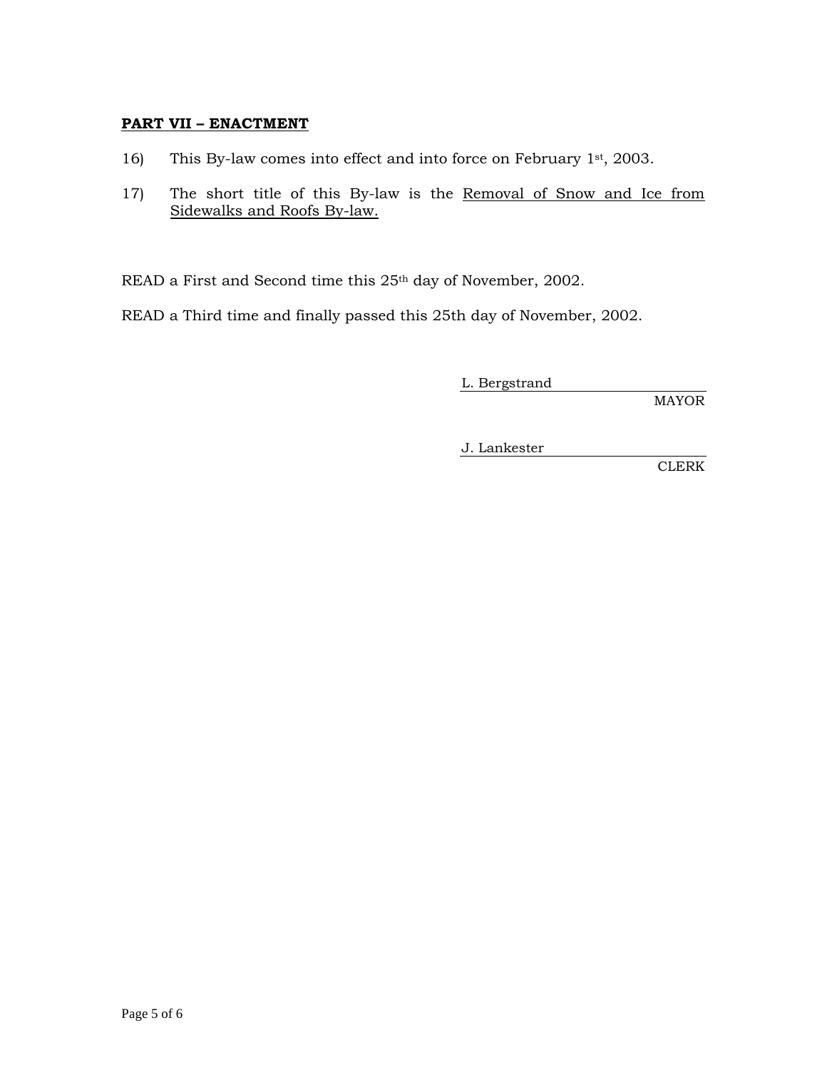## PART VII – ENACTMENT

16) This By-law comes into effect and into force on February 1st, 2003.

17) The short title of this By-law is the <u>Removal of Snow and Ice from Sidewalks and Roofs By-law.</u>

READ a First and Second time this 25th day of November, 2002.

READ a Third time and finally passed this 25th day of November, 2002.

L. Bergstrand
MAYOR

J. Lankester
CLERK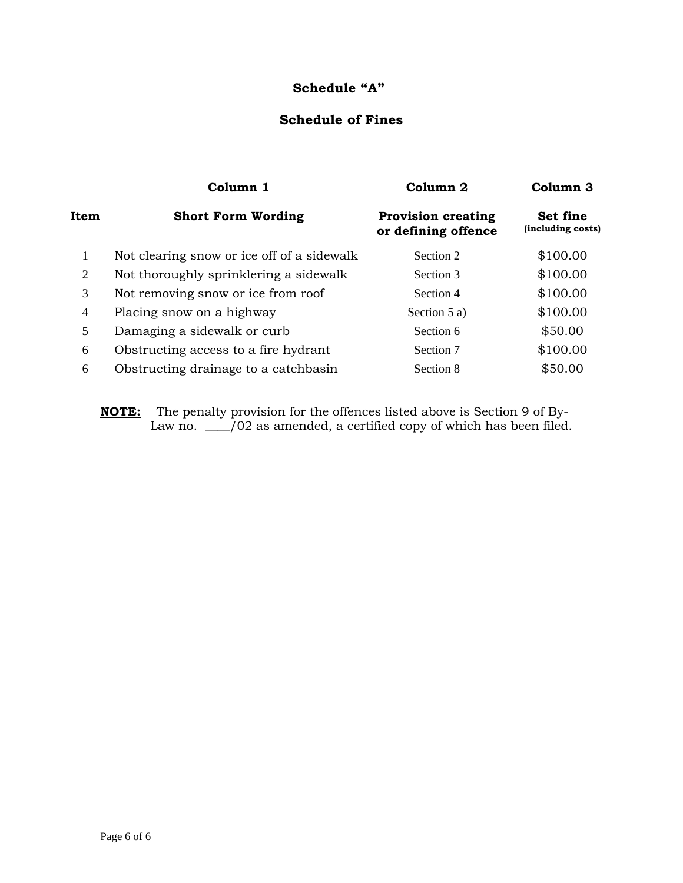## Schedule "A"

## Schedule of Fines

| | Column 1 | Column 2 | Column 3 |
|---|---|---|---|
| **Item** | **Short Form Wording** | **Provision creating or defining offence** | **Set fine (including costs)** |
| 1 | Not clearing snow or ice off of a sidewalk | Section 2 | $100.00 |
| 2 | Not thoroughly sprinklering a sidewalk | Section 3 | $100.00 |
| 3 | Not removing snow or ice from roof | Section 4 | $100.00 |
| 4 | Placing snow on a highway | Section 5 a) | $100.00 |
| 5 | Damaging a sidewalk or curb | Section 6 | $50.00 |
| 6 | Obstructing access to a fire hydrant | Section 7 | $100.00 |
| 6 | Obstructing drainage to a catchbasin | Section 8 | $50.00 |

**NOTE:** The penalty provision for the offences listed above is Section 9 of By-Law no. ____/02 as amended, a certified copy of which has been filed.